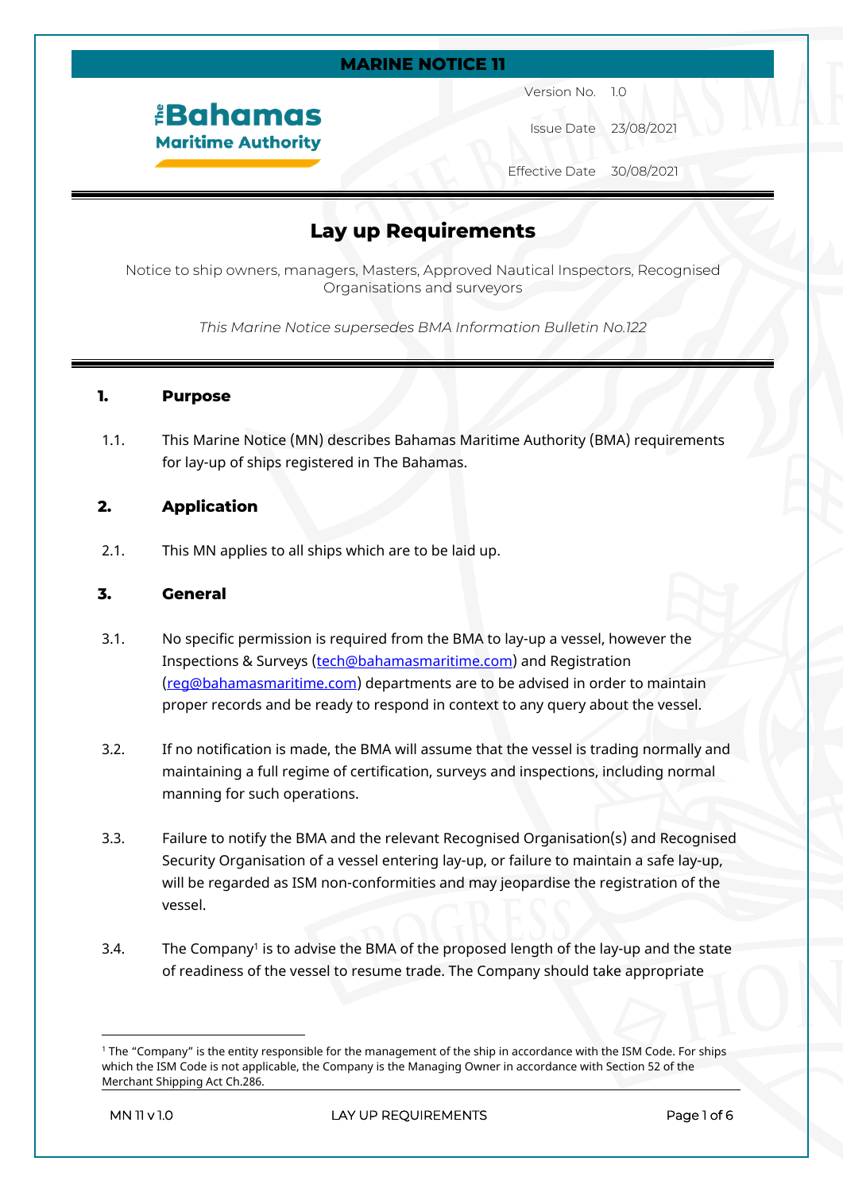**MARINE NOTICE 11**

The Bahamas Maritime Authority

| | |
|---|---|
| Version No. | 1.0 |
| Issue Date | 23/08/2021 |
| Effective Date | 30/08/2021 |

# Lay up Requirements

Notice to ship owners, managers, Masters, Approved Nautical Inspectors, Recognised Organisations and surveyors

*This Marine Notice supersedes BMA Information Bulletin No.122*

## 1. Purpose

1.1. This Marine Notice (MN) describes Bahamas Maritime Authority (BMA) requirements for lay-up of ships registered in The Bahamas.

## 2. Application

2.1. This MN applies to all ships which are to be laid up.

## 3. General

3.1. No specific permission is required from the BMA to lay-up a vessel, however the Inspections & Surveys (tech@bahamasmaritime.com) and Registration (reg@bahamasmaritime.com) departments are to be advised in order to maintain proper records and be ready to respond in context to any query about the vessel.

3.2. If no notification is made, the BMA will assume that the vessel is trading normally and maintaining a full regime of certification, surveys and inspections, including normal manning for such operations.

3.3. Failure to notify the BMA and the relevant Recognised Organisation(s) and Recognised Security Organisation of a vessel entering lay-up, or failure to maintain a safe lay-up, will be regarded as ISM non-conformities and may jeopardise the registration of the vessel.

3.4. The Company[1] is to advise the BMA of the proposed length of the lay-up and the state of readiness of the vessel to resume trade. The Company should take appropriate

[1] The "Company" is the entity responsible for the management of the ship in accordance with the ISM Code. For ships which the ISM Code is not applicable, the Company is the Managing Owner in accordance with Section 52 of the Merchant Shipping Act Ch.286.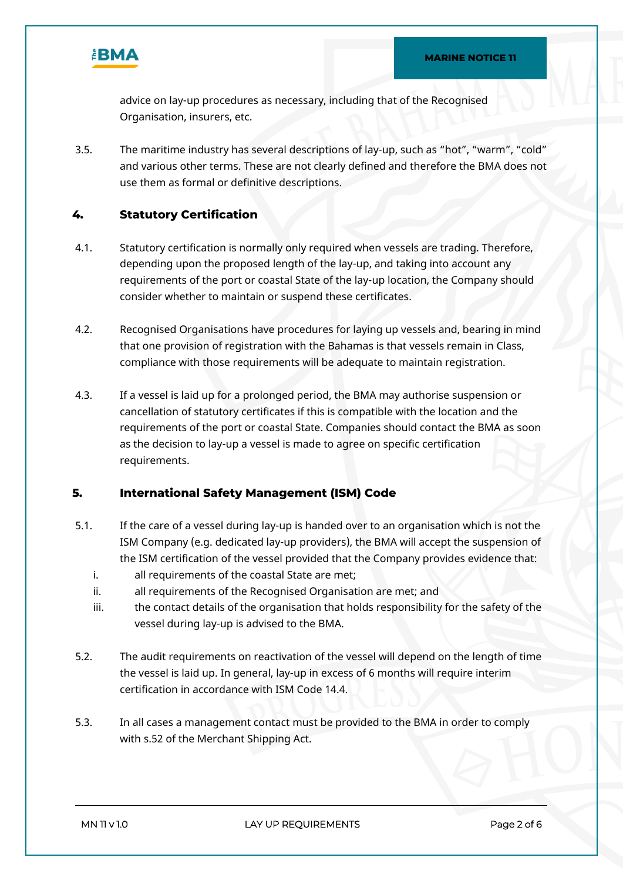advice on lay-up procedures as necessary, including that of the Recognised Organisation, insurers, etc.

3.5. The maritime industry has several descriptions of lay-up, such as “hot”, “warm”, “cold” and various other terms. These are not clearly defined and therefore the BMA does not use them as formal or definitive descriptions.

## 4. Statutory Certification

4.1. Statutory certification is normally only required when vessels are trading. Therefore, depending upon the proposed length of the lay-up, and taking into account any requirements of the port or coastal State of the lay-up location, the Company should consider whether to maintain or suspend these certificates.

4.2. Recognised Organisations have procedures for laying up vessels and, bearing in mind that one provision of registration with the Bahamas is that vessels remain in Class, compliance with those requirements will be adequate to maintain registration.

4.3. If a vessel is laid up for a prolonged period, the BMA may authorise suspension or cancellation of statutory certificates if this is compatible with the location and the requirements of the port or coastal State. Companies should contact the BMA as soon as the decision to lay-up a vessel is made to agree on specific certification requirements.

## 5. International Safety Management (ISM) Code

5.1. If the care of a vessel during lay-up is handed over to an organisation which is not the ISM Company (e.g. dedicated lay-up providers), the BMA will accept the suspension of the ISM certification of the vessel provided that the Company provides evidence that:

i. all requirements of the coastal State are met;
ii. all requirements of the Recognised Organisation are met; and
iii. the contact details of the organisation that holds responsibility for the safety of the vessel during lay-up is advised to the BMA.

5.2. The audit requirements on reactivation of the vessel will depend on the length of time the vessel is laid up. In general, lay-up in excess of 6 months will require interim certification in accordance with ISM Code 14.4.

5.3. In all cases a management contact must be provided to the BMA in order to comply with s.52 of the Merchant Shipping Act.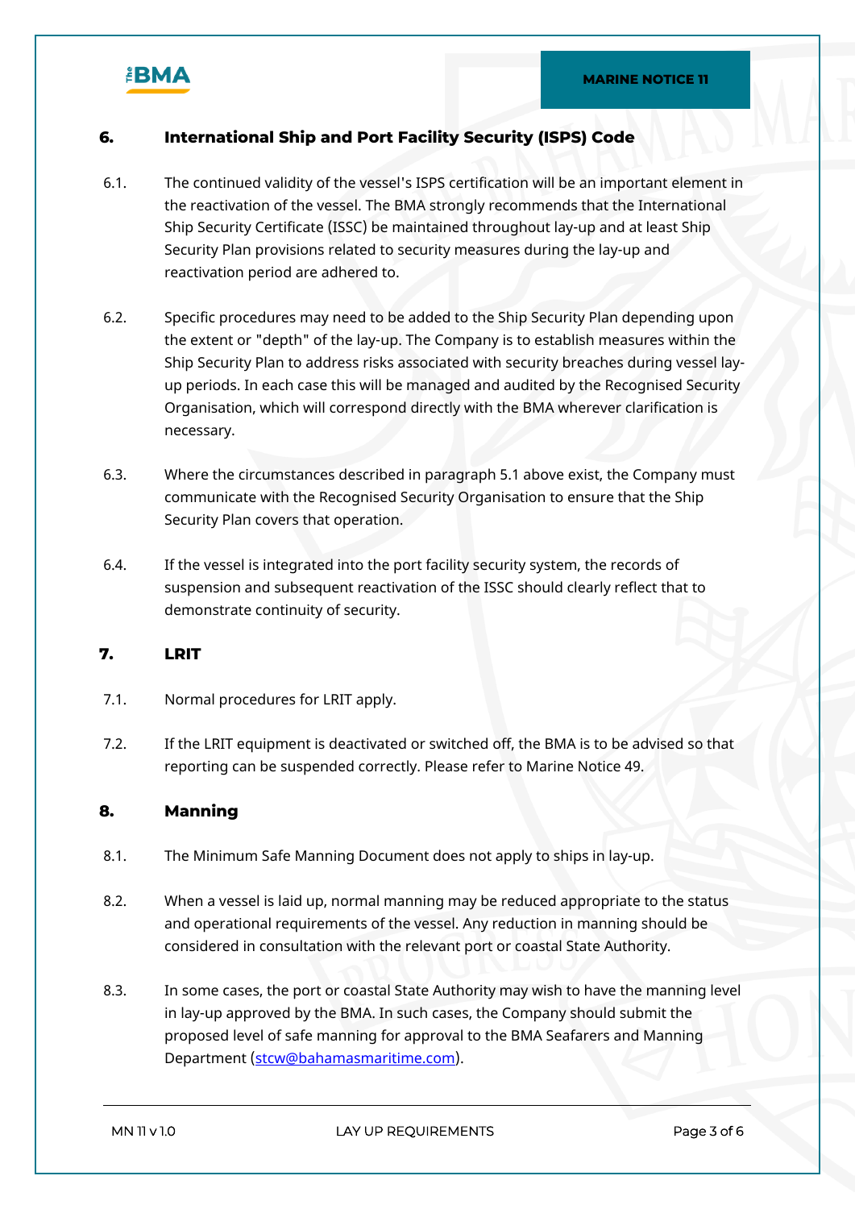## 6. International Ship and Port Facility Security (ISPS) Code

6.1. The continued validity of the vessel's ISPS certification will be an important element in the reactivation of the vessel. The BMA strongly recommends that the International Ship Security Certificate (ISSC) be maintained throughout lay-up and at least Ship Security Plan provisions related to security measures during the lay-up and reactivation period are adhered to.

6.2. Specific procedures may need to be added to the Ship Security Plan depending upon the extent or "depth" of the lay-up. The Company is to establish measures within the Ship Security Plan to address risks associated with security breaches during vessel lay-up periods. In each case this will be managed and audited by the Recognised Security Organisation, which will correspond directly with the BMA wherever clarification is necessary.

6.3. Where the circumstances described in paragraph 5.1 above exist, the Company must communicate with the Recognised Security Organisation to ensure that the Ship Security Plan covers that operation.

6.4. If the vessel is integrated into the port facility security system, the records of suspension and subsequent reactivation of the ISSC should clearly reflect that to demonstrate continuity of security.

## 7. LRIT

7.1. Normal procedures for LRIT apply.

7.2. If the LRIT equipment is deactivated or switched off, the BMA is to be advised so that reporting can be suspended correctly. Please refer to Marine Notice 49.

## 8. Manning

8.1. The Minimum Safe Manning Document does not apply to ships in lay-up.

8.2. When a vessel is laid up, normal manning may be reduced appropriate to the status and operational requirements of the vessel. Any reduction in manning should be considered in consultation with the relevant port or coastal State Authority.

8.3. In some cases, the port or coastal State Authority may wish to have the manning level in lay-up approved by the BMA. In such cases, the Company should submit the proposed level of safe manning for approval to the BMA Seafarers and Manning Department (stcw@bahamasmaritime.com).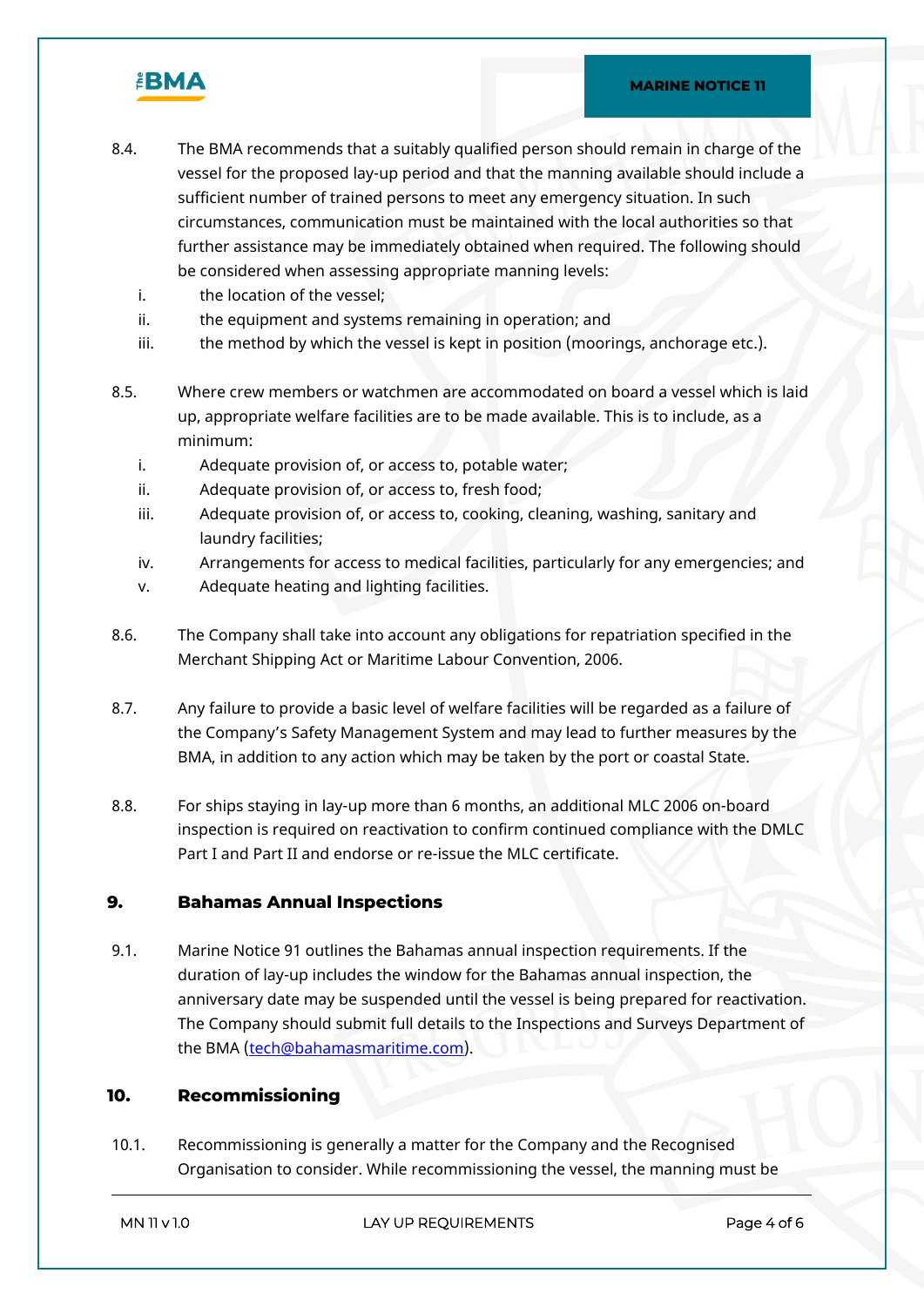8.4. The BMA recommends that a suitably qualified person should remain in charge of the vessel for the proposed lay-up period and that the manning available should include a sufficient number of trained persons to meet any emergency situation. In such circumstances, communication must be maintained with the local authorities so that further assistance may be immediately obtained when required. The following should be considered when assessing appropriate manning levels:

i. the location of the vessel;
ii. the equipment and systems remaining in operation; and
iii. the method by which the vessel is kept in position (moorings, anchorage etc.).

8.5. Where crew members or watchmen are accommodated on board a vessel which is laid up, appropriate welfare facilities are to be made available. This is to include, as a minimum:

i. Adequate provision of, or access to, potable water;
ii. Adequate provision of, or access to, fresh food;
iii. Adequate provision of, or access to, cooking, cleaning, washing, sanitary and laundry facilities;
iv. Arrangements for access to medical facilities, particularly for any emergencies; and
v. Adequate heating and lighting facilities.

8.6. The Company shall take into account any obligations for repatriation specified in the Merchant Shipping Act or Maritime Labour Convention, 2006.

8.7. Any failure to provide a basic level of welfare facilities will be regarded as a failure of the Company's Safety Management System and may lead to further measures by the BMA, in addition to any action which may be taken by the port or coastal State.

8.8. For ships staying in lay-up more than 6 months, an additional MLC 2006 on-board inspection is required on reactivation to confirm continued compliance with the DMLC Part I and Part II and endorse or re-issue the MLC certificate.

## 9. Bahamas Annual Inspections

9.1. Marine Notice 91 outlines the Bahamas annual inspection requirements. If the duration of lay-up includes the window for the Bahamas annual inspection, the anniversary date may be suspended until the vessel is being prepared for reactivation. The Company should submit full details to the Inspections and Surveys Department of the BMA (tech@bahamasmaritime.com).

## 10. Recommissioning

10.1. Recommissioning is generally a matter for the Company and the Recognised Organisation to consider. While recommissioning the vessel, the manning must be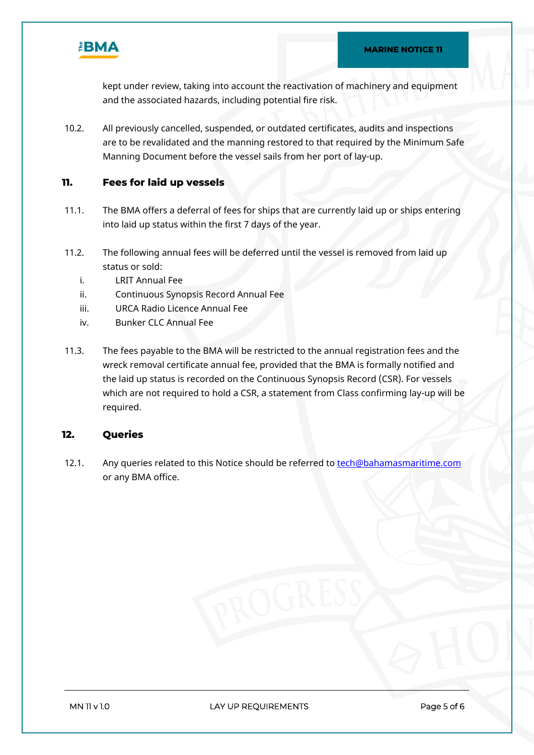kept under review, taking into account the reactivation of machinery and equipment and the associated hazards, including potential fire risk.

10.2. All previously cancelled, suspended, or outdated certificates, audits and inspections are to be revalidated and the manning restored to that required by the Minimum Safe Manning Document before the vessel sails from her port of lay-up.

## 11. Fees for laid up vessels

11.1. The BMA offers a deferral of fees for ships that are currently laid up or ships entering into laid up status within the first 7 days of the year.

11.2. The following annual fees will be deferred until the vessel is removed from laid up status or sold:

i. LRIT Annual Fee
ii. Continuous Synopsis Record Annual Fee
iii. URCA Radio Licence Annual Fee
iv. Bunker CLC Annual Fee

11.3. The fees payable to the BMA will be restricted to the annual registration fees and the wreck removal certificate annual fee, provided that the BMA is formally notified and the laid up status is recorded on the Continuous Synopsis Record (CSR). For vessels which are not required to hold a CSR, a statement from Class confirming lay-up will be required.

## 12. Queries

12.1. Any queries related to this Notice should be referred to tech@bahamasmaritime.com or any BMA office.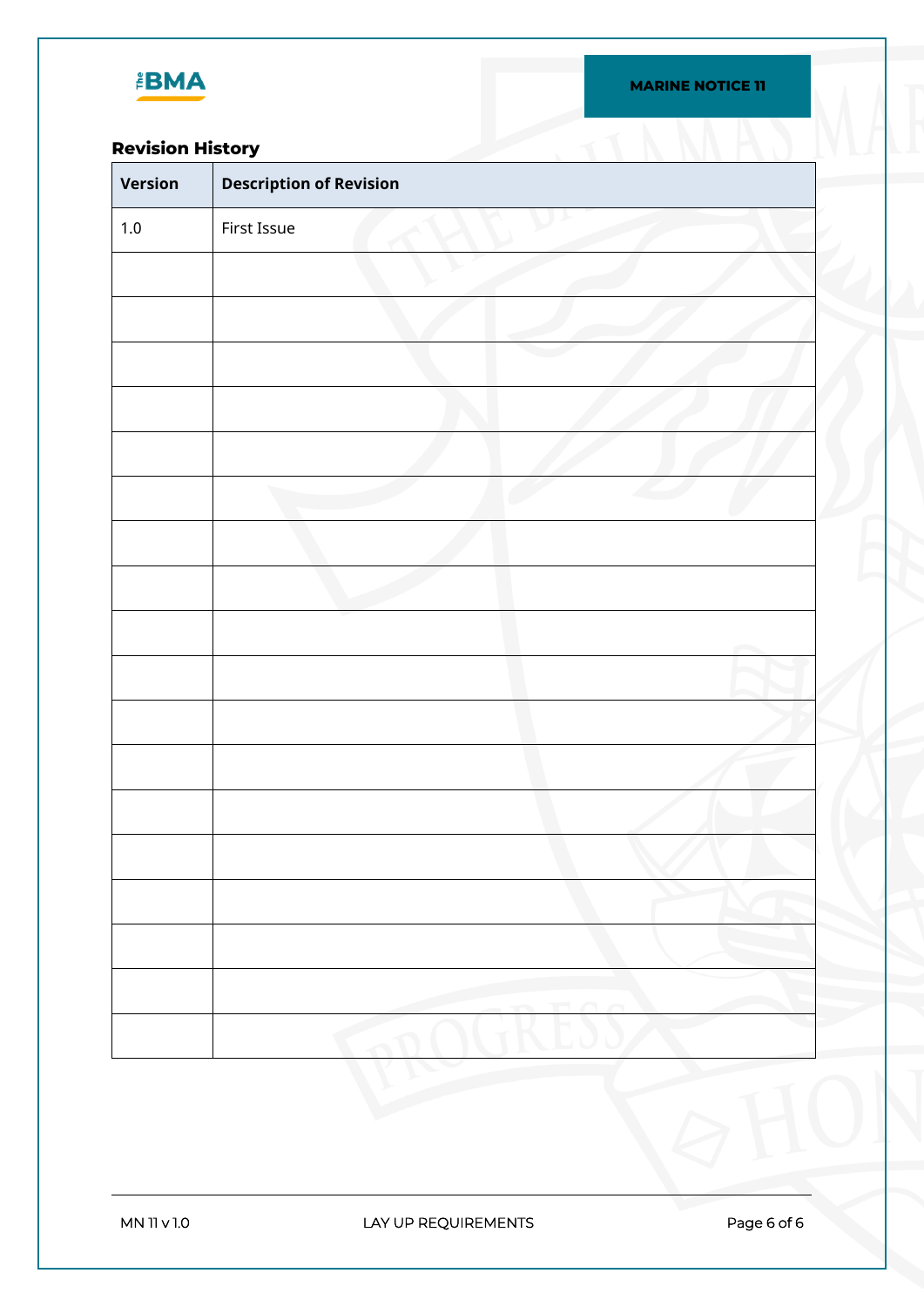**Revision History**

| Version | Description of Revision |
|---|---|
| 1.0 | First Issue |
| | |
| | |
| | |
| | |
| | |
| | |
| | |
| | |
| | |
| | |
| | |
| | |
| | |
| | |
| | |
| | |
| | |
| | |